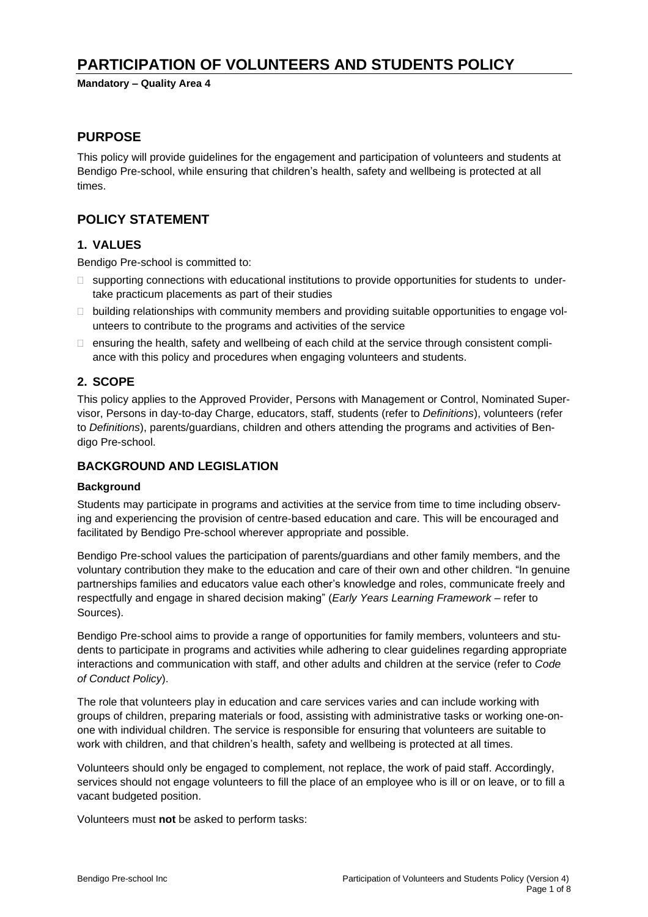# PARTICIPATION OF VOLUNTEERS AND STUDENTS POLICY

**Mandatory – Quality Area 4**

## PURPOSE

This policy will provide guidelines for the engagement and participation of volunteers and students at Bendigo Pre-school, while ensuring that children's health, safety and wellbeing is protected at all times.

## POLICY STATEMENT

### 1. VALUES

Bendigo Pre-school is committed to:

- supporting connections with educational institutions to provide opportunities for students to undertake practicum placements as part of their studies
- building relationships with community members and providing suitable opportunities to engage volunteers to contribute to the programs and activities of the service
- ensuring the health, safety and wellbeing of each child at the service through consistent compliance with this policy and procedures when engaging volunteers and students.

### 2. SCOPE

This policy applies to the Approved Provider, Persons with Management or Control, Nominated Supervisor, Persons in day-to-day Charge, educators, staff, students (refer to *Definitions*), volunteers (refer to *Definitions*), parents/guardians, children and others attending the programs and activities of Bendigo Pre-school.

### BACKGROUND AND LEGISLATION

#### Background

Students may participate in programs and activities at the service from time to time including observing and experiencing the provision of centre-based education and care. This will be encouraged and facilitated by Bendigo Pre-school wherever appropriate and possible.

Bendigo Pre-school values the participation of parents/guardians and other family members, and the voluntary contribution they make to the education and care of their own and other children. "In genuine partnerships families and educators value each other's knowledge and roles, communicate freely and respectfully and engage in shared decision making" (*Early Years Learning Framework* – refer to Sources).

Bendigo Pre-school aims to provide a range of opportunities for family members, volunteers and students to participate in programs and activities while adhering to clear guidelines regarding appropriate interactions and communication with staff, and other adults and children at the service (refer to *Code of Conduct Policy*).

The role that volunteers play in education and care services varies and can include working with groups of children, preparing materials or food, assisting with administrative tasks or working one-on-one with individual children. The service is responsible for ensuring that volunteers are suitable to work with children, and that children's health, safety and wellbeing is protected at all times.

Volunteers should only be engaged to complement, not replace, the work of paid staff. Accordingly, services should not engage volunteers to fill the place of an employee who is ill or on leave, or to fill a vacant budgeted position.

Volunteers must **not** be asked to perform tasks: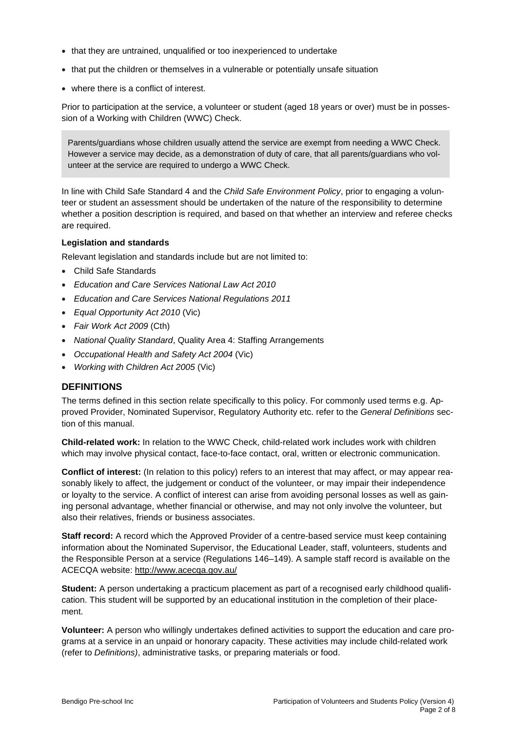- that they are untrained, unqualified or too inexperienced to undertake
- that put the children or themselves in a vulnerable or potentially unsafe situation
- where there is a conflict of interest.

Prior to participation at the service, a volunteer or student (aged 18 years or over) must be in possession of a Working with Children (WWC) Check.

> Parents/guardians whose children usually attend the service are exempt from needing a WWC Check. However a service may decide, as a demonstration of duty of care, that all parents/guardians who volunteer at the service are required to undergo a WWC Check.

In line with Child Safe Standard 4 and the *Child Safe Environment Policy*, prior to engaging a volunteer or student an assessment should be undertaken of the nature of the responsibility to determine whether a position description is required, and based on that whether an interview and referee checks are required.

**Legislation and standards**

Relevant legislation and standards include but are not limited to:

- Child Safe Standards
- *Education and Care Services National Law Act 2010*
- *Education and Care Services National Regulations 2011*
- *Equal Opportunity Act 2010* (Vic)
- *Fair Work Act 2009* (Cth)
- *National Quality Standard*, Quality Area 4: Staffing Arrangements
- *Occupational Health and Safety Act 2004* (Vic)
- *Working with Children Act 2005* (Vic)

## DEFINITIONS

The terms defined in this section relate specifically to this policy. For commonly used terms e.g. Approved Provider, Nominated Supervisor, Regulatory Authority etc. refer to the *General Definitions* section of this manual.

**Child-related work:** In relation to the WWC Check, child-related work includes work with children which may involve physical contact, face-to-face contact, oral, written or electronic communication.

**Conflict of interest:** (In relation to this policy) refers to an interest that may affect, or may appear reasonably likely to affect, the judgement or conduct of the volunteer, or may impair their independence or loyalty to the service. A conflict of interest can arise from avoiding personal losses as well as gaining personal advantage, whether financial or otherwise, and may not only involve the volunteer, but also their relatives, friends or business associates.

**Staff record:** A record which the Approved Provider of a centre-based service must keep containing information about the Nominated Supervisor, the Educational Leader, staff, volunteers, students and the Responsible Person at a service (Regulations 146–149). A sample staff record is available on the ACECQA website: http://www.acecqa.gov.au/

**Student:** A person undertaking a practicum placement as part of a recognised early childhood qualification. This student will be supported by an educational institution in the completion of their placement.

**Volunteer:** A person who willingly undertakes defined activities to support the education and care programs at a service in an unpaid or honorary capacity. These activities may include child-related work (refer to *Definitions)*, administrative tasks, or preparing materials or food.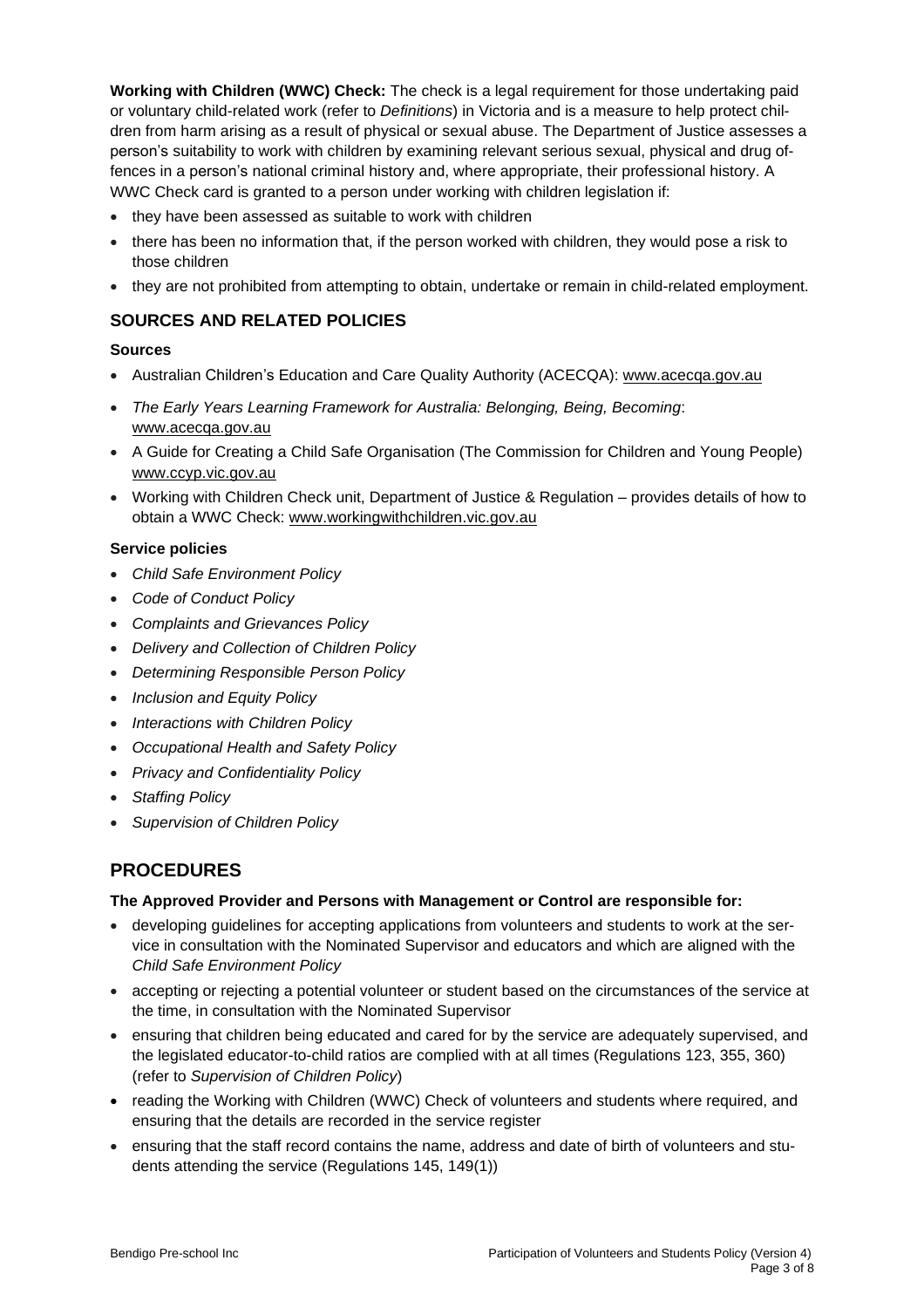**Working with Children (WWC) Check:** The check is a legal requirement for those undertaking paid or voluntary child-related work (refer to *Definitions*) in Victoria and is a measure to help protect children from harm arising as a result of physical or sexual abuse. The Department of Justice assesses a person's suitability to work with children by examining relevant serious sexual, physical and drug offences in a person's national criminal history and, where appropriate, their professional history. A WWC Check card is granted to a person under working with children legislation if:

- they have been assessed as suitable to work with children
- there has been no information that, if the person worked with children, they would pose a risk to those children
- they are not prohibited from attempting to obtain, undertake or remain in child-related employment.

## SOURCES AND RELATED POLICIES

### Sources

- Australian Children's Education and Care Quality Authority (ACECQA): www.acecqa.gov.au
- *The Early Years Learning Framework for Australia: Belonging, Being, Becoming*: www.acecqa.gov.au
- A Guide for Creating a Child Safe Organisation (The Commission for Children and Young People) www.ccyp.vic.gov.au
- Working with Children Check unit, Department of Justice & Regulation – provides details of how to obtain a WWC Check: www.workingwithchildren.vic.gov.au

### Service policies

- *Child Safe Environment Policy*
- *Code of Conduct Policy*
- *Complaints and Grievances Policy*
- *Delivery and Collection of Children Policy*
- *Determining Responsible Person Policy*
- *Inclusion and Equity Policy*
- *Interactions with Children Policy*
- *Occupational Health and Safety Policy*
- *Privacy and Confidentiality Policy*
- *Staffing Policy*
- *Supervision of Children Policy*

# PROCEDURES

### The Approved Provider and Persons with Management or Control are responsible for:

- developing guidelines for accepting applications from volunteers and students to work at the service in consultation with the Nominated Supervisor and educators and which are aligned with the *Child Safe Environment Policy*
- accepting or rejecting a potential volunteer or student based on the circumstances of the service at the time, in consultation with the Nominated Supervisor
- ensuring that children being educated and cared for by the service are adequately supervised, and the legislated educator-to-child ratios are complied with at all times (Regulations 123, 355, 360) (refer to *Supervision of Children Policy*)
- reading the Working with Children (WWC) Check of volunteers and students where required, and ensuring that the details are recorded in the service register
- ensuring that the staff record contains the name, address and date of birth of volunteers and students attending the service (Regulations 145, 149(1))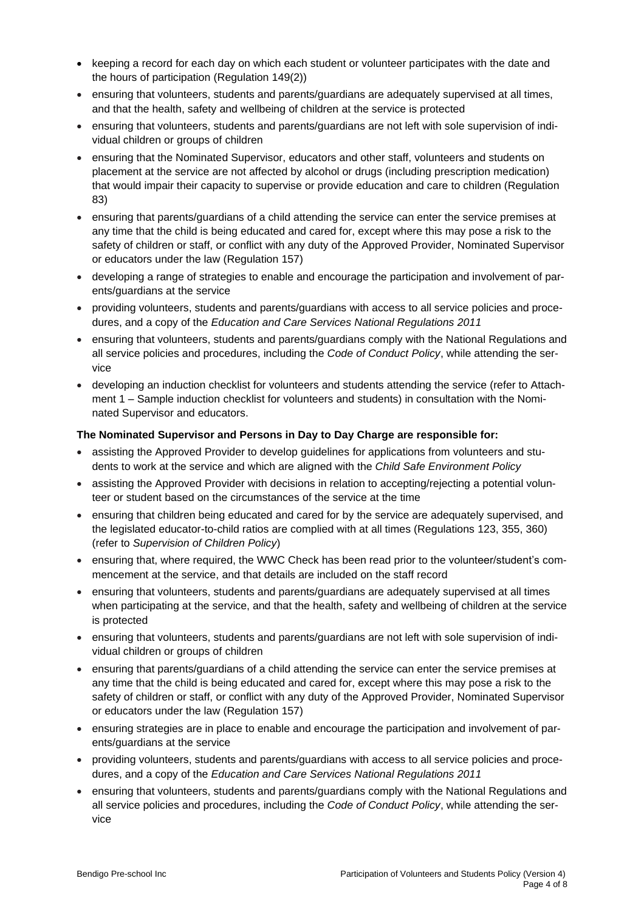- keeping a record for each day on which each student or volunteer participates with the date and the hours of participation (Regulation 149(2))
- ensuring that volunteers, students and parents/guardians are adequately supervised at all times, and that the health, safety and wellbeing of children at the service is protected
- ensuring that volunteers, students and parents/guardians are not left with sole supervision of individual children or groups of children
- ensuring that the Nominated Supervisor, educators and other staff, volunteers and students on placement at the service are not affected by alcohol or drugs (including prescription medication) that would impair their capacity to supervise or provide education and care to children (Regulation 83)
- ensuring that parents/guardians of a child attending the service can enter the service premises at any time that the child is being educated and cared for, except where this may pose a risk to the safety of children or staff, or conflict with any duty of the Approved Provider, Nominated Supervisor or educators under the law (Regulation 157)
- developing a range of strategies to enable and encourage the participation and involvement of parents/guardians at the service
- providing volunteers, students and parents/guardians with access to all service policies and procedures, and a copy of the *Education and Care Services National Regulations 2011*
- ensuring that volunteers, students and parents/guardians comply with the National Regulations and all service policies and procedures, including the *Code of Conduct Policy*, while attending the service
- developing an induction checklist for volunteers and students attending the service (refer to Attachment 1 – Sample induction checklist for volunteers and students) in consultation with the Nominated Supervisor and educators.

**The Nominated Supervisor and Persons in Day to Day Charge are responsible for:**

- assisting the Approved Provider to develop guidelines for applications from volunteers and students to work at the service and which are aligned with the *Child Safe Environment Policy*
- assisting the Approved Provider with decisions in relation to accepting/rejecting a potential volunteer or student based on the circumstances of the service at the time
- ensuring that children being educated and cared for by the service are adequately supervised, and the legislated educator-to-child ratios are complied with at all times (Regulations 123, 355, 360) (refer to *Supervision of Children Policy*)
- ensuring that, where required, the WWC Check has been read prior to the volunteer/student's commencement at the service, and that details are included on the staff record
- ensuring that volunteers, students and parents/guardians are adequately supervised at all times when participating at the service, and that the health, safety and wellbeing of children at the service is protected
- ensuring that volunteers, students and parents/guardians are not left with sole supervision of individual children or groups of children
- ensuring that parents/guardians of a child attending the service can enter the service premises at any time that the child is being educated and cared for, except where this may pose a risk to the safety of children or staff, or conflict with any duty of the Approved Provider, Nominated Supervisor or educators under the law (Regulation 157)
- ensuring strategies are in place to enable and encourage the participation and involvement of parents/guardians at the service
- providing volunteers, students and parents/guardians with access to all service policies and procedures, and a copy of the *Education and Care Services National Regulations 2011*
- ensuring that volunteers, students and parents/guardians comply with the National Regulations and all service policies and procedures, including the *Code of Conduct Policy*, while attending the service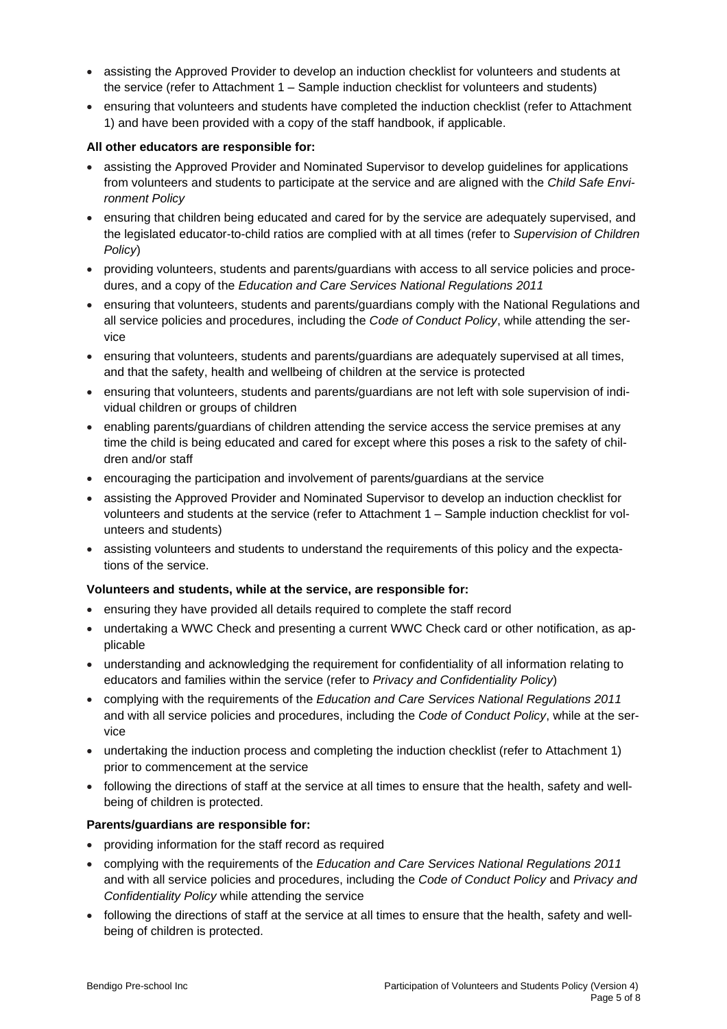- assisting the Approved Provider to develop an induction checklist for volunteers and students at the service (refer to Attachment 1 – Sample induction checklist for volunteers and students)
- ensuring that volunteers and students have completed the induction checklist (refer to Attachment 1) and have been provided with a copy of the staff handbook, if applicable.

**All other educators are responsible for:**

- assisting the Approved Provider and Nominated Supervisor to develop guidelines for applications from volunteers and students to participate at the service and are aligned with the *Child Safe Environment Policy*
- ensuring that children being educated and cared for by the service are adequately supervised, and the legislated educator-to-child ratios are complied with at all times (refer to *Supervision of Children Policy*)
- providing volunteers, students and parents/guardians with access to all service policies and procedures, and a copy of the *Education and Care Services National Regulations 2011*
- ensuring that volunteers, students and parents/guardians comply with the National Regulations and all service policies and procedures, including the *Code of Conduct Policy*, while attending the service
- ensuring that volunteers, students and parents/guardians are adequately supervised at all times, and that the safety, health and wellbeing of children at the service is protected
- ensuring that volunteers, students and parents/guardians are not left with sole supervision of individual children or groups of children
- enabling parents/guardians of children attending the service access the service premises at any time the child is being educated and cared for except where this poses a risk to the safety of children and/or staff
- encouraging the participation and involvement of parents/guardians at the service
- assisting the Approved Provider and Nominated Supervisor to develop an induction checklist for volunteers and students at the service (refer to Attachment 1 – Sample induction checklist for volunteers and students)
- assisting volunteers and students to understand the requirements of this policy and the expectations of the service.

**Volunteers and students, while at the service, are responsible for:**

- ensuring they have provided all details required to complete the staff record
- undertaking a WWC Check and presenting a current WWC Check card or other notification, as applicable
- understanding and acknowledging the requirement for confidentiality of all information relating to educators and families within the service (refer to *Privacy and Confidentiality Policy*)
- complying with the requirements of the *Education and Care Services National Regulations 2011* and with all service policies and procedures, including the *Code of Conduct Policy*, while at the service
- undertaking the induction process and completing the induction checklist (refer to Attachment 1) prior to commencement at the service
- following the directions of staff at the service at all times to ensure that the health, safety and wellbeing of children is protected.

**Parents/guardians are responsible for:**

- providing information for the staff record as required
- complying with the requirements of the *Education and Care Services National Regulations 2011* and with all service policies and procedures, including the *Code of Conduct Policy* and *Privacy and Confidentiality Policy* while attending the service
- following the directions of staff at the service at all times to ensure that the health, safety and wellbeing of children is protected.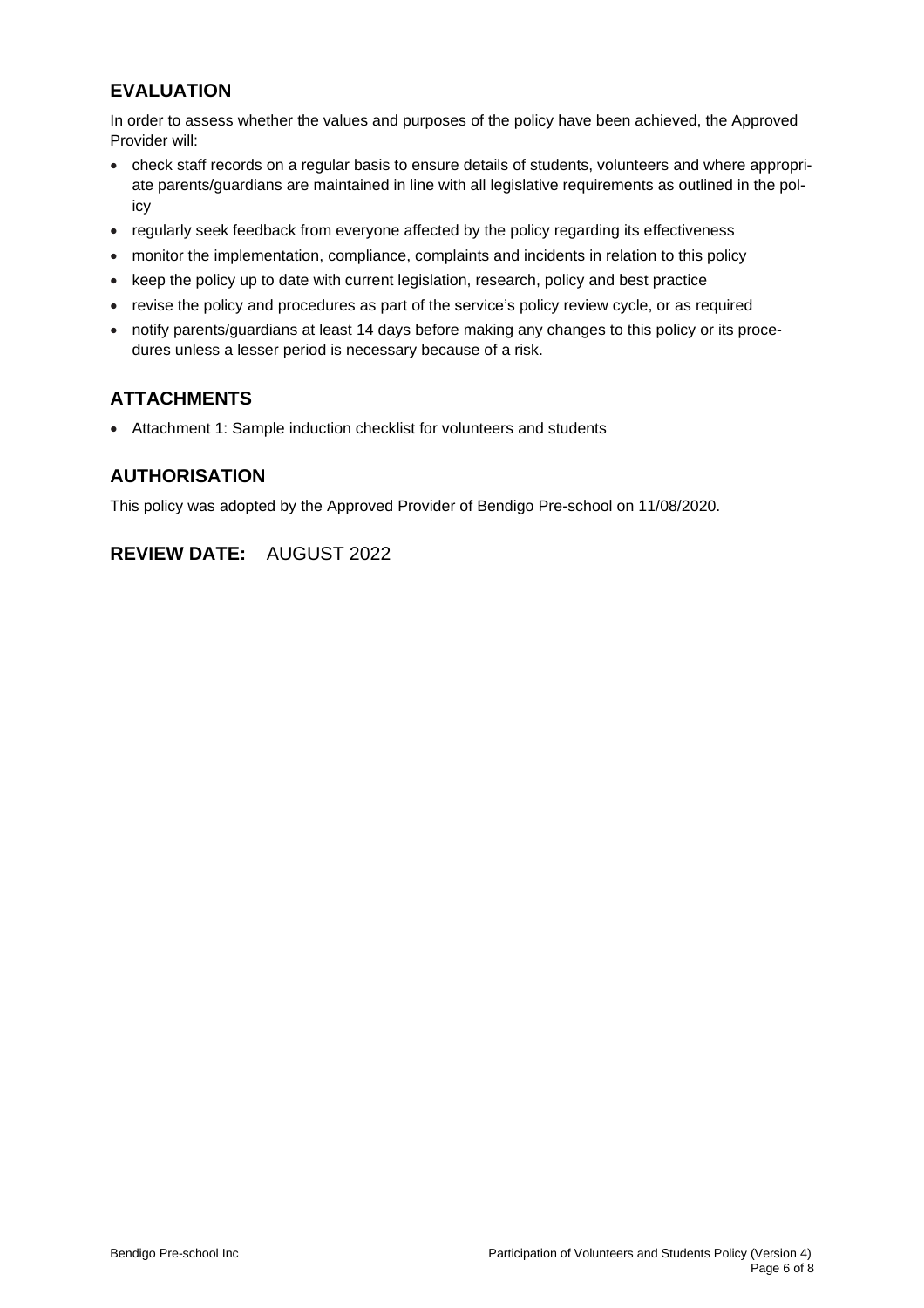## EVALUATION

In order to assess whether the values and purposes of the policy have been achieved, the Approved Provider will:

- check staff records on a regular basis to ensure details of students, volunteers and where appropriate parents/guardians are maintained in line with all legislative requirements as outlined in the policy
- regularly seek feedback from everyone affected by the policy regarding its effectiveness
- monitor the implementation, compliance, complaints and incidents in relation to this policy
- keep the policy up to date with current legislation, research, policy and best practice
- revise the policy and procedures as part of the service's policy review cycle, or as required
- notify parents/guardians at least 14 days before making any changes to this policy or its procedures unless a lesser period is necessary because of a risk.

## ATTACHMENTS

- Attachment 1: Sample induction checklist for volunteers and students

## AUTHORISATION

This policy was adopted by the Approved Provider of Bendigo Pre-school on 11/08/2020.

## REVIEW DATE: AUGUST 2022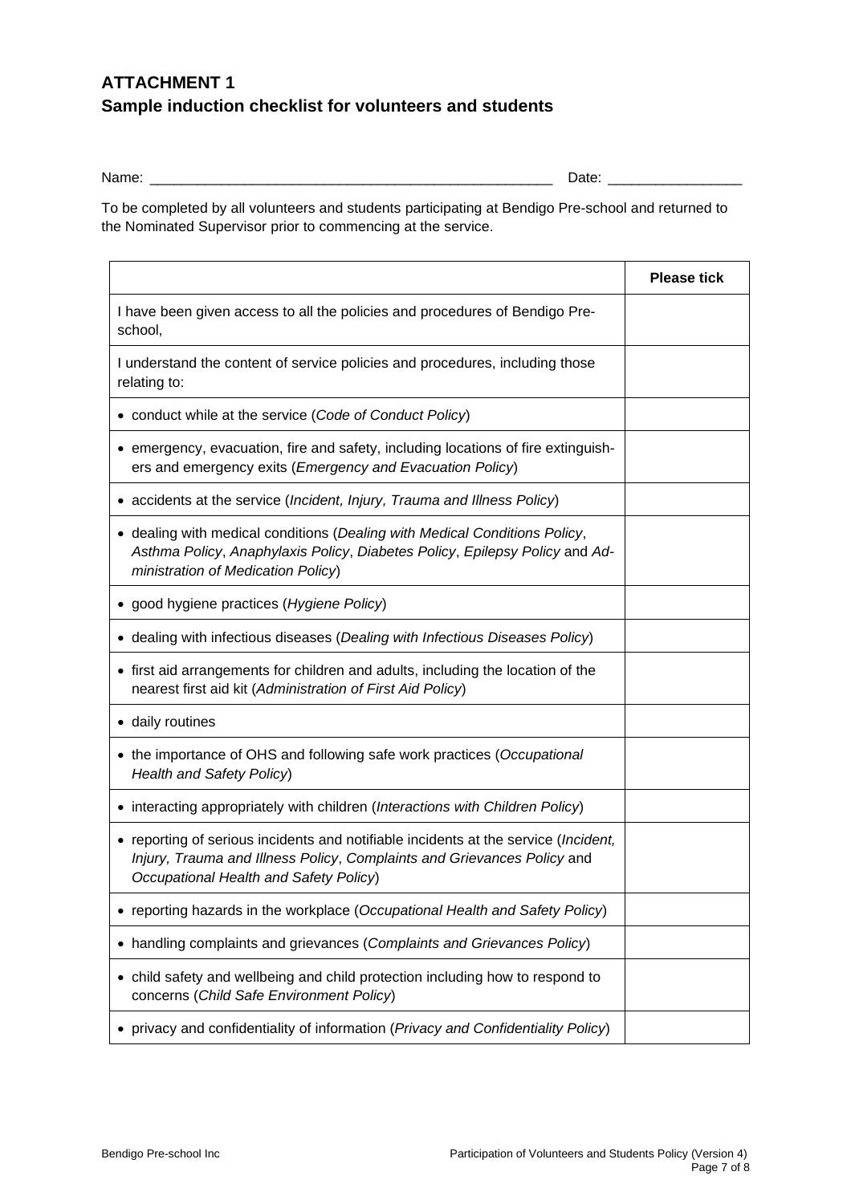## ATTACHMENT 1
## Sample induction checklist for volunteers and students

Name: ____________________________________________________ Date: _________________

To be completed by all volunteers and students participating at Bendigo Pre-school and returned to the Nominated Supervisor prior to commencing at the service.

| | **Please tick** |
|---|---|
| I have been given access to all the policies and procedures of Bendigo Pre-school, | |
| I understand the content of service policies and procedures, including those relating to: | |
| • conduct while at the service (*Code of Conduct Policy*) | |
| • emergency, evacuation, fire and safety, including locations of fire extinguishers and emergency exits (*Emergency and Evacuation Policy*) | |
| • accidents at the service (*Incident, Injury, Trauma and Illness Policy*) | |
| • dealing with medical conditions (*Dealing with Medical Conditions Policy*, *Asthma Policy*, *Anaphylaxis Policy*, *Diabetes Policy*, *Epilepsy Policy* and *Administration of Medication Policy*) | |
| • good hygiene practices (*Hygiene Policy*) | |
| • dealing with infectious diseases (*Dealing with Infectious Diseases Policy*) | |
| • first aid arrangements for children and adults, including the location of the nearest first aid kit (*Administration of First Aid Policy*) | |
| • daily routines | |
| • the importance of OHS and following safe work practices (*Occupational Health and Safety Policy*) | |
| • interacting appropriately with children (*Interactions with Children Policy*) | |
| • reporting of serious incidents and notifiable incidents at the service (*Incident, Injury, Trauma and Illness Policy*, *Complaints and Grievances Policy* and *Occupational Health and Safety Policy*) | |
| • reporting hazards in the workplace (*Occupational Health and Safety Policy*) | |
| • handling complaints and grievances (*Complaints and Grievances Policy*) | |
| • child safety and wellbeing and child protection including how to respond to concerns (*Child Safe Environment Policy*) | |
| • privacy and confidentiality of information (*Privacy and Confidentiality Policy*) | |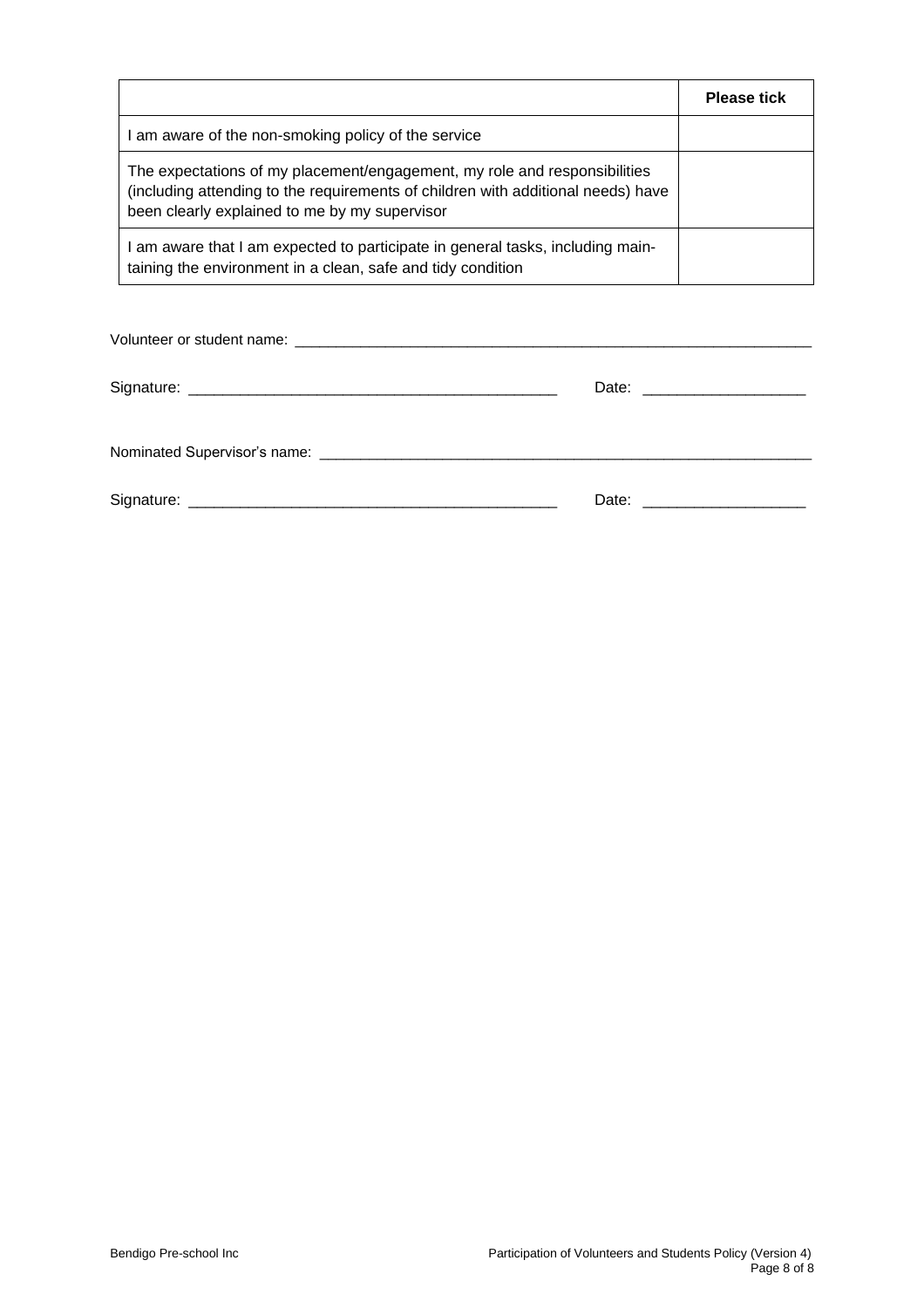| | Please tick |
|---|---|
| I am aware of the non-smoking policy of the service | |
| The expectations of my placement/engagement, my role and responsibilities (including attending to the requirements of children with additional needs) have been clearly explained to me by my supervisor | |
| I am aware that I am expected to participate in general tasks, including maintaining the environment in a clean, safe and tidy condition | |

Volunteer or student name: ______________________________________________________________

Signature: ___________________________________________ Date: ___________________

Nominated Supervisor's name: ___________________________________________________________

Signature: ___________________________________________ Date: ___________________